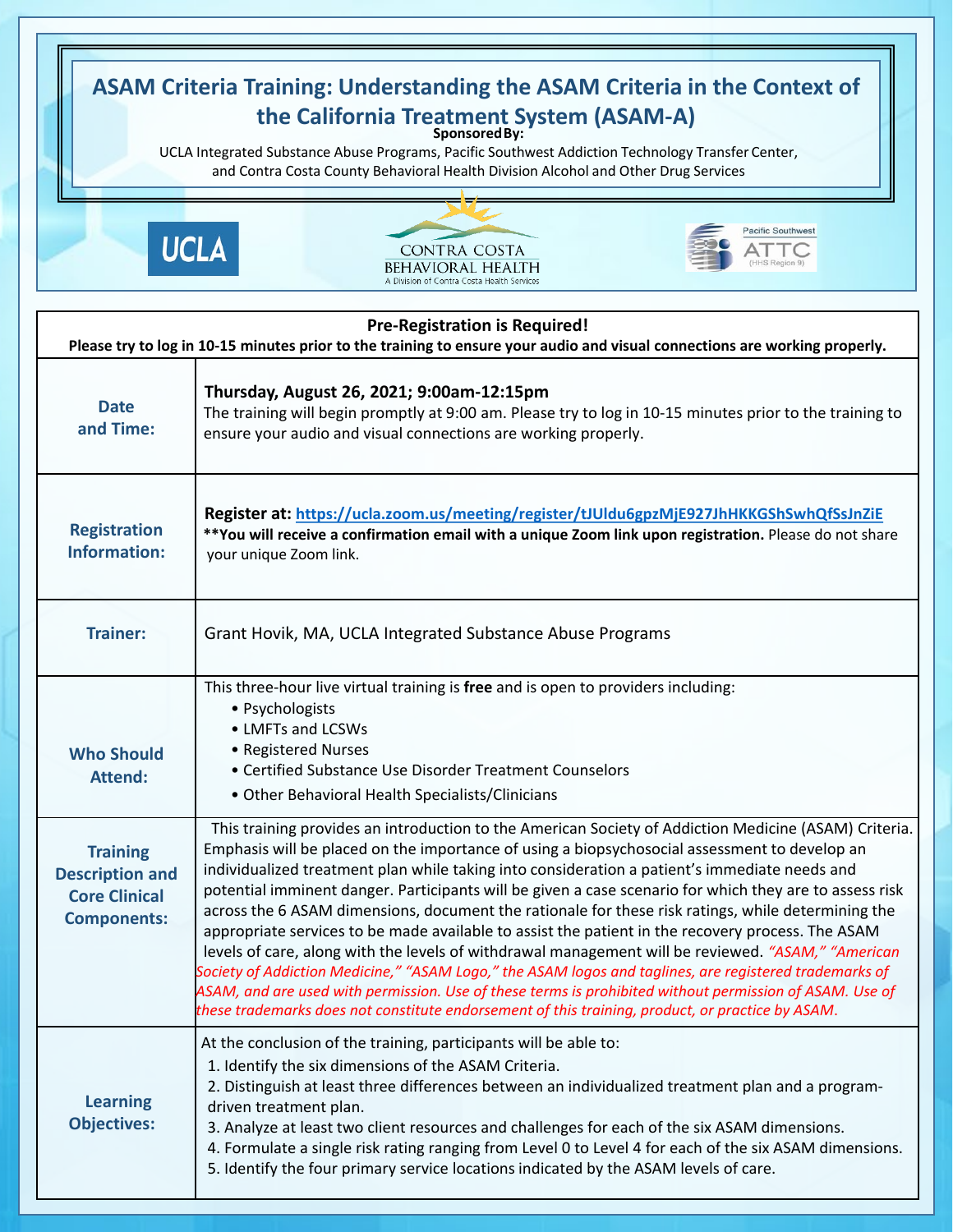# ASAM Criteria Training: Understanding the ASAM Criteria in the Context of the California Treatment System (ASAM-A)

**Sponsored By:**

UCLA Integrated Substance Abuse Programs, Pacific Southwest Addiction Technology Transfer Center, and Contra Costa County Behavioral Health Division Alcohol and Other Drug Services

UCLA

CONTRA COSTA BEHAVIORAL HEALTH
A Division of Contra Costa Health Services

Pacific Southwest ATTC (HHS Region 9)

**Pre-Registration is Required!**
**Please try to log in 10-15 minutes prior to the training to ensure your audio and visual connections are working properly.**

| | |
|---|---|
| **Date and Time:** | **Thursday, August 26, 2021; 9:00am-12:15pm** The training will begin promptly at 9:00 am. Please try to log in 10-15 minutes prior to the training to ensure your audio and visual connections are working properly. |
| **Registration Information:** | **Register at: https://ucla.zoom.us/meeting/register/tJUldu6gpzMjE927JhHKKGShSwhQfSsJnZiE** **\*\*You will receive a confirmation email with a unique Zoom link upon registration.** Please do not share your unique Zoom link. |
| **Trainer:** | Grant Hovik, MA, UCLA Integrated Substance Abuse Programs |
| **Who Should Attend:** | This three-hour live virtual training is **free** and is open to providers including: • Psychologists • LMFTs and LCSWs • Registered Nurses • Certified Substance Use Disorder Treatment Counselors • Other Behavioral Health Specialists/Clinicians |
| **Training Description and Core Clinical Components:** | This training provides an introduction to the American Society of Addiction Medicine (ASAM) Criteria. Emphasis will be placed on the importance of using a biopsychosocial assessment to develop an individualized treatment plan while taking into consideration a patient's immediate needs and potential imminent danger. Participants will be given a case scenario for which they are to assess risk across the 6 ASAM dimensions, document the rationale for these risk ratings, while determining the appropriate services to be made available to assist the patient in the recovery process. The ASAM levels of care, along with the levels of withdrawal management will be reviewed. *"ASAM," "American Society of Addiction Medicine," "ASAM Logo," the ASAM logos and taglines, are registered trademarks of ASAM, and are used with permission. Use of these terms is prohibited without permission of ASAM. Use of these trademarks does not constitute endorsement of this training, product, or practice by ASAM.* |
| **Learning Objectives:** | At the conclusion of the training, participants will be able to: 1. Identify the six dimensions of the ASAM Criteria. 2. Distinguish at least three differences between an individualized treatment plan and a program-driven treatment plan. 3. Analyze at least two client resources and challenges for each of the six ASAM dimensions. 4. Formulate a single risk rating ranging from Level 0 to Level 4 for each of the six ASAM dimensions. 5. Identify the four primary service locations indicated by the ASAM levels of care. |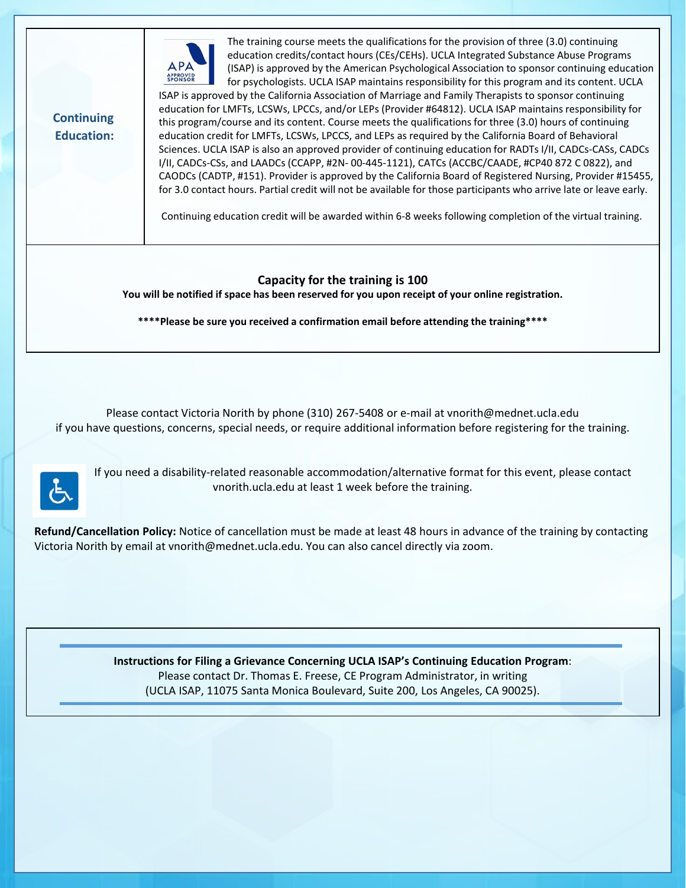| | |
|---|---|
| **Continuing Education:** | The training course meets the qualifications for the provision of three (3.0) continuing education credits/contact hours (CEs/CEHs). UCLA Integrated Substance Abuse Programs (ISAP) is approved by the American Psychological Association to sponsor continuing education for psychologists. UCLA ISAP maintains responsibility for this program and its content. UCLA ISAP is approved by the California Association of Marriage and Family Therapists to sponsor continuing education for LMFTs, LCSWs, LPCCs, and/or LEPs (Provider #64812). UCLA ISAP maintains responsibility for this program/course and its content. Course meets the qualifications for three (3.0) hours of continuing education credit for LMFTs, LCSWs, LPCCS, and LEPs as required by the California Board of Behavioral Sciences. UCLA ISAP is also an approved provider of continuing education for RADTs I/II, CADCs-CASs, CADCs I/II, CADCs-CSs, and LAADCs (CCAPP, #2N- 00-445-1121), CATCs (ACCBC/CAADE, #CP40 872 C 0822), and CAODCs (CADTP, #151). Provider is approved by the California Board of Registered Nursing, Provider #15455, for 3.0 contact hours. Partial credit will not be available for those participants who arrive late or leave early.<br><br>Continuing education credit will be awarded within 6-8 weeks following completion of the virtual training. |

**Capacity for the training is 100**

**You will be notified if space has been reserved for you upon receipt of your online registration.**

**\*\*\*\*Please be sure you received a confirmation email before attending the training\*\*\*\***

Please contact Victoria Norith by phone (310) 267-5408 or e-mail at vnorith@mednet.ucla.edu if you have questions, concerns, special needs, or require additional information before registering for the training.

If you need a disability-related reasonable accommodation/alternative format for this event, please contact vnorith.ucla.edu at least 1 week before the training.

**Refund/Cancellation Policy:** Notice of cancellation must be made at least 48 hours in advance of the training by contacting Victoria Norith by email at vnorith@mednet.ucla.edu. You can also cancel directly via zoom.

**Instructions for Filing a Grievance Concerning UCLA ISAP's Continuing Education Program**:
Please contact Dr. Thomas E. Freese, CE Program Administrator, in writing
(UCLA ISAP, 11075 Santa Monica Boulevard, Suite 200, Los Angeles, CA 90025).